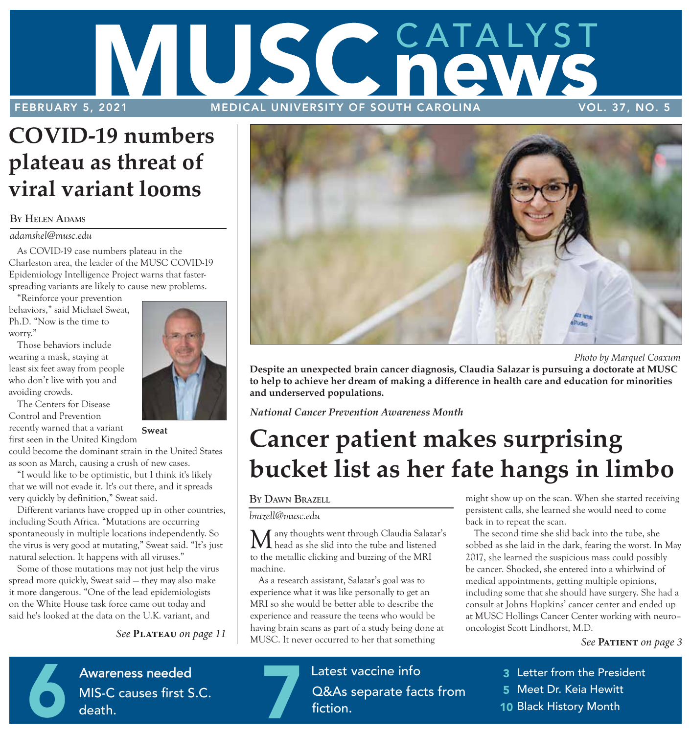# MUSC CATALYST news

FEBRUARY 5, 2021 — MEDICAL UNIVERSITY OF SOUTH CAROLINA — VOL. 37, NO. 5

## COVID-19 numbers plateau as threat of viral variant looms

**By Helen Adams**

*adamshel@musc.edu*

As COVID-19 case numbers plateau in the Charleston area, the leader of the MUSC COVID-19 Epidemiology Intelligence Project warns that faster-spreading variants are likely to cause new problems.

"Reinforce your prevention behaviors," said Michael Sweat, Ph.D. "Now is the time to worry."

Those behaviors include wearing a mask, staying at least six feet away from people who don't live with you and avoiding crowds.

**Sweat**

The Centers for Disease Control and Prevention recently warned that a variant first seen in the United Kingdom could become the dominant strain in the United States as soon as March, causing a crush of new cases.

"I would like to be optimistic, but I think it's likely that we will not evade it. It's out there, and it spreads very quickly by definition," Sweat said.

Different variants have cropped up in other countries, including South Africa. "Mutations are occurring spontaneously in multiple locations independently. So the virus is very good at mutating," Sweat said. "It's just natural selection. It happens with all viruses."

Some of those mutations may not just help the virus spread more quickly, Sweat said — they may also make it more dangerous. "One of the lead epidemiologists on the White House task force came out today and said he's looked at the data on the U.K. variant, and

*See* **Plateau** *on page 11*

*Photo by Marquel Coaxum*

**Despite an unexpected brain cancer diagnosis, Claudia Salazar is pursuing a doctorate at MUSC to help to achieve her dream of making a difference in health care and education for minorities and underserved populations.**

*National Cancer Prevention Awareness Month*

## Cancer patient makes surprising bucket list as her fate hangs in limbo

**By Dawn Brazell**

*brazell@musc.edu*

Many thoughts went through Claudia Salazar's head as she slid into the tube and listened to the metallic clicking and buzzing of the MRI machine.

As a research assistant, Salazar's goal was to experience what it was like personally to get an MRI so she would be better able to describe the experience and reassure the teens who would be having brain scans as part of a study being done at MUSC. It never occurred to her that something might show up on the scan. When she started receiving persistent calls, she learned she would need to come back in to repeat the scan.

The second time she slid back into the tube, she sobbed as she laid in the dark, fearing the worst. In May 2017, she learned the suspicious mass could possibly be cancer. Shocked, she entered into a whirlwind of medical appointments, getting multiple opinions, including some that she should have surgery. She had a consult at Johns Hopkins' cancer center and ended up at MUSC Hollings Cancer Center working with neuro-oncologist Scott Lindhorst, M.D.

*See* **Patient** *on page 3*

**6** Awareness needed — MIS-C causes first S.C. death.

**7** Latest vaccine info — Q&As separate facts from fiction.

- **3** Letter from the President
- **5** Meet Dr. Keia Hewitt
- **10** Black History Month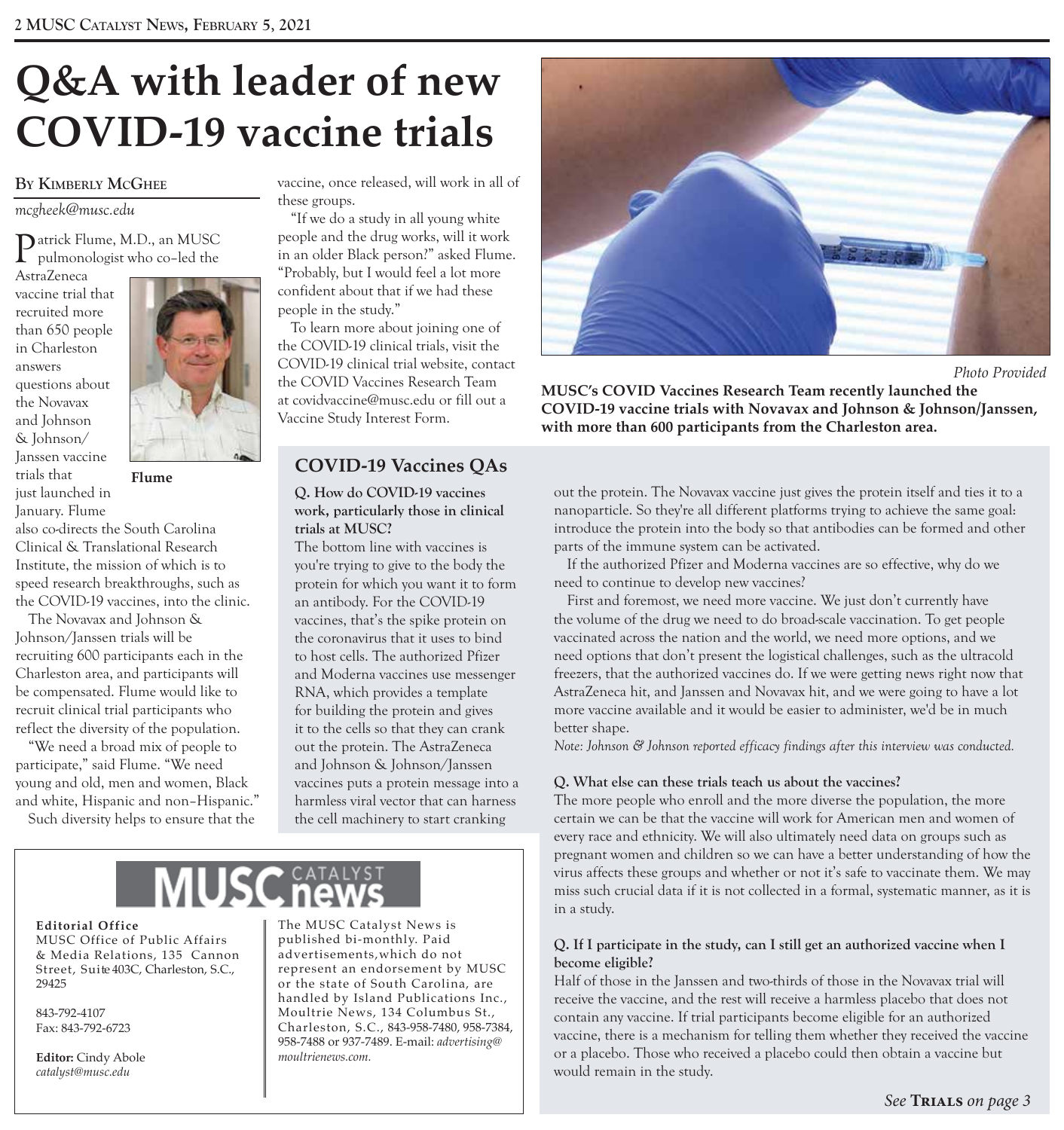# Q&A with leader of new COVID-19 vaccine trials

By Kimberly McGhee

*mcgheek@musc.edu*

Patrick Flume, M.D., an MUSC pulmonologist who co–led the AstraZeneca vaccine trial that recruited more than 650 people in Charleston answers questions about the Novavax and Johnson & Johnson/ Janssen vaccine trials that just launched in January. Flume also co-directs the South Carolina Clinical & Translational Research Institute, the mission of which is to speed research breakthroughs, such as the COVID-19 vaccines, into the clinic.

**Flume**

The Novavax and Johnson & Johnson/Janssen trials will be recruiting 600 participants each in the Charleston area, and participants will be compensated. Flume would like to recruit clinical trial participants who reflect the diversity of the population.

"We need a broad mix of people to participate," said Flume. "We need young and old, men and women, Black and white, Hispanic and non–Hispanic."

Such diversity helps to ensure that the vaccine, once released, will work in all of these groups.

"If we do a study in all young white people and the drug works, will it work in an older Black person?" asked Flume. "Probably, but I would feel a lot more confident about that if we had these people in the study."

To learn more about joining one of the COVID-19 clinical trials, visit the COVID-19 clinical trial website, contact the COVID Vaccines Research Team at covidvaccine@musc.edu or fill out a Vaccine Study Interest Form.

*Photo Provided*

**MUSC's COVID Vaccines Research Team recently launched the COVID-19 vaccine trials with Novavax and Johnson & Johnson/Janssen, with more than 600 participants from the Charleston area.**

## COVID-19 Vaccines QAs

**Q. How do COVID-19 vaccines work, particularly those in clinical trials at MUSC?**

The bottom line with vaccines is you're trying to give to the body the protein for which you want it to form an antibody. For the COVID-19 vaccines, that's the spike protein on the coronavirus that it uses to bind to host cells. The authorized Pfizer and Moderna vaccines use messenger RNA, which provides a template for building the protein and gives it to the cells so that they can crank out the protein. The AstraZeneca and Johnson & Johnson/Janssen vaccines puts a protein message into a harmless viral vector that can harness the cell machinery to start cranking out the protein. The Novavax vaccine just gives the protein itself and ties it to a nanoparticle. So they're all different platforms trying to achieve the same goal: introduce the protein into the body so that antibodies can be formed and other parts of the immune system can be activated.

If the authorized Pfizer and Moderna vaccines are so effective, why do we need to continue to develop new vaccines?

First and foremost, we need more vaccine. We just don't currently have the volume of the drug we need to do broad-scale vaccination. To get people vaccinated across the nation and the world, we need more options, and we need options that don't present the logistical challenges, such as the ultracold freezers, that the authorized vaccines do. If we were getting news right now that AstraZeneca hit, and Janssen and Novavax hit, and we were going to have a lot more vaccine available and it would be easier to administer, we'd be in much better shape.

*Note: Johnson & Johnson reported efficacy findings after this interview was conducted.*

**Q. What else can these trials teach us about the vaccines?**

The more people who enroll and the more diverse the population, the more certain we can be that the vaccine will work for American men and women of every race and ethnicity. We will also ultimately need data on groups such as pregnant women and children so we can have a better understanding of how the virus affects these groups and whether or not it's safe to vaccinate them. We may miss such crucial data if it is not collected in a formal, systematic manner, as it is in a study.

**Q. If I participate in the study, can I still get an authorized vaccine when I become eligible?**

Half of those in the Janssen and two-thirds of those in the Novavax trial will receive the vaccine, and the rest will receive a harmless placebo that does not contain any vaccine. If trial participants become eligible for an authorized vaccine, there is a mechanism for telling them whether they received the vaccine or a placebo. Those who received a placebo could then obtain a vaccine but would remain in the study.

*See* **Trials** *on page 3*

---

MUSC Catalyst news

**Editorial Office**
MUSC Office of Public Affairs & Media Relations, 135 Cannon Street, Suite 403C, Charleston, S.C., 29425

843-792-4107
Fax: 843-792-6723

**Editor:** Cindy Abole
*catalyst@musc.edu*

The MUSC Catalyst News is published bi-monthly. Paid advertisements, which do not represent an endorsement by MUSC or the state of South Carolina, are handled by Island Publications Inc., Moultrie News, 134 Columbus St., Charleston, S.C., 843-958-7480, 958-7384, 958-7488 or 937-7489. E-mail: *advertising@moultrienews.com.*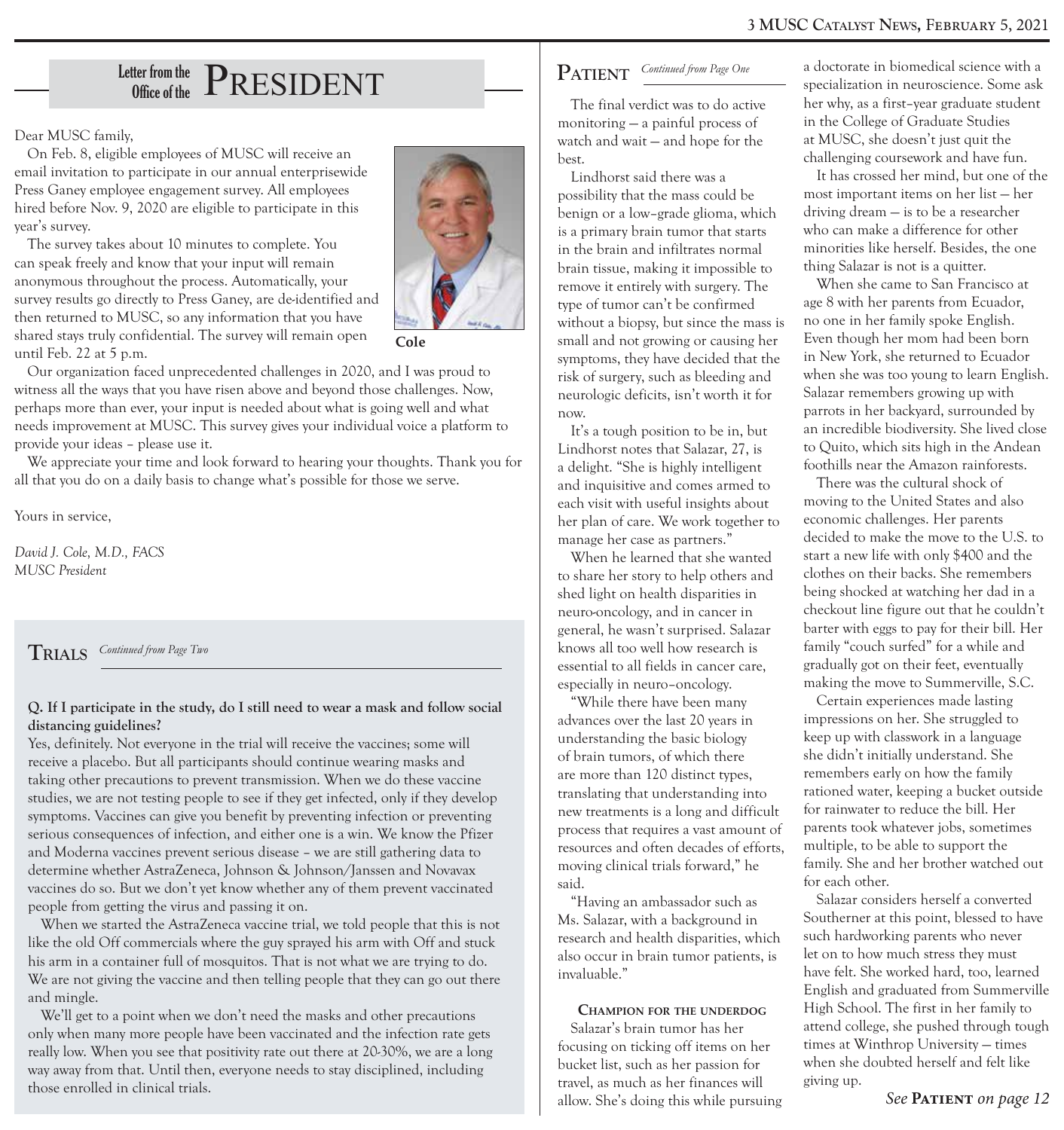## Letter from the Office of the PRESIDENT

Dear MUSC family,

On Feb. 8, eligible employees of MUSC will receive an email invitation to participate in our annual enterprisewide Press Ganey employee engagement survey. All employees hired before Nov. 9, 2020 are eligible to participate in this year's survey.

The survey takes about 10 minutes to complete. You can speak freely and know that your input will remain anonymous throughout the process. Automatically, your survey results go directly to Press Ganey, are de-identified and then returned to MUSC, so any information that you have shared stays truly confidential. The survey will remain open until Feb. 22 at 5 p.m.

Cole

Our organization faced unprecedented challenges in 2020, and I was proud to witness all the ways that you have risen above and beyond those challenges. Now, perhaps more than ever, your input is needed about what is going well and what needs improvement at MUSC. This survey gives your individual voice a platform to provide your ideas – please use it.

We appreciate your time and look forward to hearing your thoughts. Thank you for all that you do on a daily basis to change what's possible for those we serve.

Yours in service,

*David J. Cole, M.D., FACS*
*MUSC President*

## TRIALS *Continued from Page Two*

**Q. If I participate in the study, do I still need to wear a mask and follow social distancing guidelines?**

Yes, definitely. Not everyone in the trial will receive the vaccines; some will receive a placebo. But all participants should continue wearing masks and taking other precautions to prevent transmission. When we do these vaccine studies, we are not testing people to see if they get infected, only if they develop symptoms. Vaccines can give you benefit by preventing infection or preventing serious consequences of infection, and either one is a win. We know the Pfizer and Moderna vaccines prevent serious disease – we are still gathering data to determine whether AstraZeneca, Johnson & Johnson/Janssen and Novavax vaccines do so. But we don't yet know whether any of them prevent vaccinated people from getting the virus and passing it on.

When we started the AstraZeneca vaccine trial, we told people that this is not like the old Off commercials where the guy sprayed his arm with Off and stuck his arm in a container full of mosquitos. That is not what we are trying to do. We are not giving the vaccine and then telling people that they can go out there and mingle.

We'll get to a point when we don't need the masks and other precautions only when many more people have been vaccinated and the infection rate gets really low. When you see that positivity rate out there at 20-30%, we are a long way away from that. Until then, everyone needs to stay disciplined, including those enrolled in clinical trials.

## PATIENT *Continued from Page One*

The final verdict was to do active monitoring — a painful process of watch and wait — and hope for the best.

Lindhorst said there was a possibility that the mass could be benign or a low–grade glioma, which is a primary brain tumor that starts in the brain and infiltrates normal brain tissue, making it impossible to remove it entirely with surgery. The type of tumor can't be confirmed without a biopsy, but since the mass is small and not growing or causing her symptoms, they have decided that the risk of surgery, such as bleeding and neurologic deficits, isn't worth it for now.

It's a tough position to be in, but Lindhorst notes that Salazar, 27, is a delight. "She is highly intelligent and inquisitive and comes armed to each visit with useful insights about her plan of care. We work together to manage her case as partners."

When he learned that she wanted to share her story to help others and shed light on health disparities in neuro-oncology, and in cancer in general, he wasn't surprised. Salazar knows all too well how research is essential to all fields in cancer care, especially in neuro–oncology.

"While there have been many advances over the last 20 years in understanding the basic biology of brain tumors, of which there are more than 120 distinct types, translating that understanding into new treatments is a long and difficult process that requires a vast amount of resources and often decades of efforts, moving clinical trials forward," he said.

"Having an ambassador such as Ms. Salazar, with a background in research and health disparities, which also occur in brain tumor patients, is invaluable."

### Champion for the underdog

Salazar's brain tumor has her focusing on ticking off items on her bucket list, such as her passion for travel, as much as her finances will allow. She's doing this while pursuing a doctorate in biomedical science with a specialization in neuroscience. Some ask her why, as a first–year graduate student in the College of Graduate Studies at MUSC, she doesn't just quit the challenging coursework and have fun.

It has crossed her mind, but one of the most important items on her list — her driving dream — is to be a researcher who can make a difference for other minorities like herself. Besides, the one thing Salazar is not is a quitter.

When she came to San Francisco at age 8 with her parents from Ecuador, no one in her family spoke English. Even though her mom had been born in New York, she returned to Ecuador when she was too young to learn English. Salazar remembers growing up with parrots in her backyard, surrounded by an incredible biodiversity. She lived close to Quito, which sits high in the Andean foothills near the Amazon rainforests.

There was the cultural shock of moving to the United States and also economic challenges. Her parents decided to make the move to the U.S. to start a new life with only $400 and the clothes on their backs. She remembers being shocked at watching her dad in a checkout line figure out that he couldn't barter with eggs to pay for their bill. Her family "couch surfed" for a while and gradually got on their feet, eventually making the move to Summerville, S.C.

Certain experiences made lasting impressions on her. She struggled to keep up with classwork in a language she didn't initially understand. She remembers early on how the family rationed water, keeping a bucket outside for rainwater to reduce the bill. Her parents took whatever jobs, sometimes multiple, to be able to support the family. She and her brother watched out for each other.

Salazar considers herself a converted Southerner at this point, blessed to have such hardworking parents who never let on to how much stress they must have felt. She worked hard, too, learned English and graduated from Summerville High School. The first in her family to attend college, she pushed through tough times at Winthrop University — times when she doubted herself and felt like giving up.

*See* **PATIENT** *on page 12*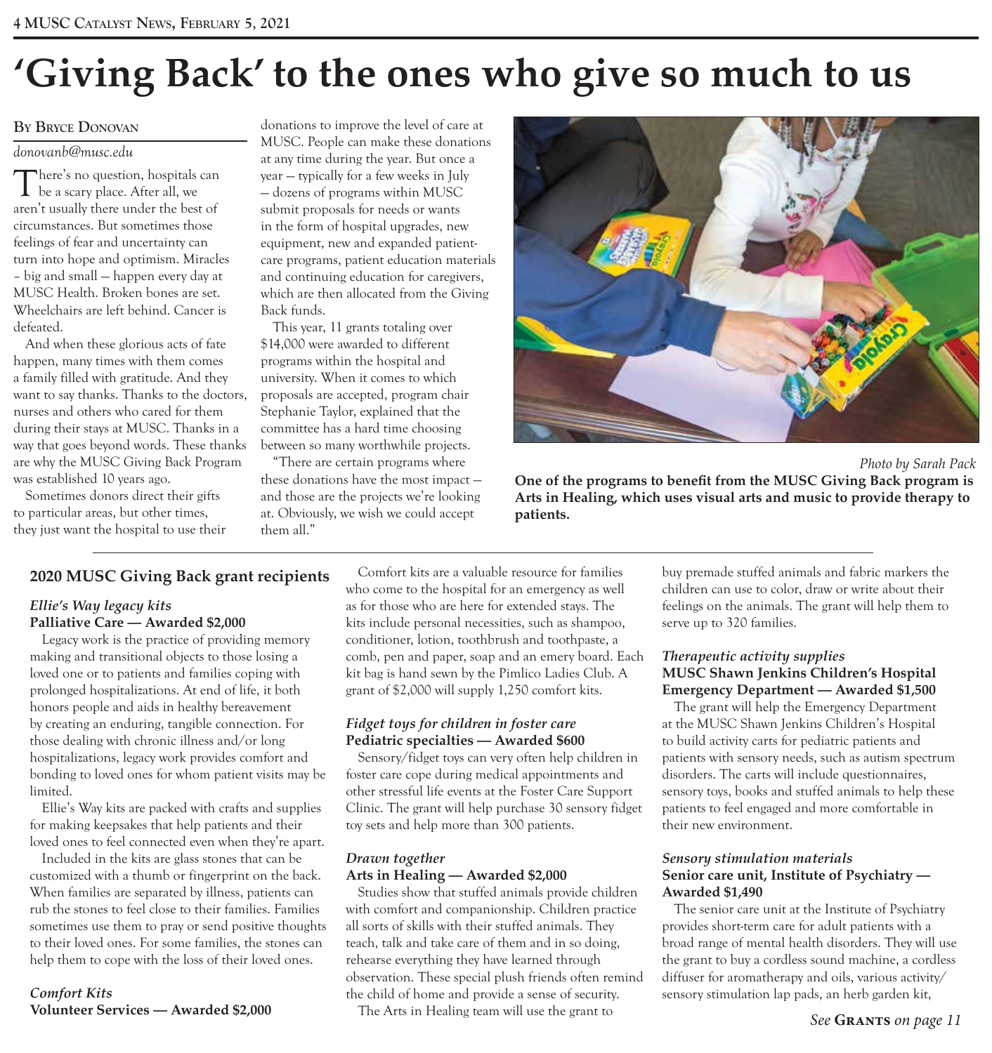# 'Giving Back' to the ones who give so much to us

**By Bryce Donovan**

*donovanb@musc.edu*

There's no question, hospitals can be a scary place. After all, we aren't usually there under the best of circumstances. But sometimes those feelings of fear and uncertainty can turn into hope and optimism. Miracles – big and small — happen every day at MUSC Health. Broken bones are set. Wheelchairs are left behind. Cancer is defeated.

And when these glorious acts of fate happen, many times with them comes a family filled with gratitude. And they want to say thanks. Thanks to the doctors, nurses and others who cared for them during their stays at MUSC. Thanks in a way that goes beyond words. These thanks are why the MUSC Giving Back Program was established 10 years ago.

Sometimes donors direct their gifts to particular areas, but other times, they just want the hospital to use their donations to improve the level of care at MUSC. People can make these donations at any time during the year. But once a year — typically for a few weeks in July — dozens of programs within MUSC submit proposals for needs or wants in the form of hospital upgrades, new equipment, new and expanded patient-care programs, patient education materials and continuing education for caregivers, which are then allocated from the Giving Back funds.

This year, 11 grants totaling over $14,000 were awarded to different programs within the hospital and university. When it comes to which proposals are accepted, program chair Stephanie Taylor, explained that the committee has a hard time choosing between so many worthwhile projects.

"There are certain programs where these donations have the most impact — and those are the projects we're looking at. Obviously, we wish we could accept them all."

*Photo by Sarah Pack*

**One of the programs to benefit from the MUSC Giving Back program is Arts in Healing, which uses visual arts and music to provide therapy to patients.**

## 2020 MUSC Giving Back grant recipients

***Ellie's Way legacy kits***
**Palliative Care — Awarded $2,000**

Legacy work is the practice of providing memory making and transitional objects to those losing a loved one or to patients and families coping with prolonged hospitalizations. At end of life, it both honors people and aids in healthy bereavement by creating an enduring, tangible connection. For those dealing with chronic illness and/or long hospitalizations, legacy work provides comfort and bonding to loved ones for whom patient visits may be limited.

Ellie's Way kits are packed with crafts and supplies for making keepsakes that help patients and their loved ones to feel connected even when they're apart.

Included in the kits are glass stones that can be customized with a thumb or fingerprint on the back. When families are separated by illness, patients can rub the stones to feel close to their families. Families sometimes use them to pray or send positive thoughts to their loved ones. For some families, the stones can help them to cope with the loss of their loved ones.

***Comfort Kits***
**Volunteer Services — Awarded $2,000**

Comfort kits are a valuable resource for families who come to the hospital for an emergency as well as for those who are here for extended stays. The kits include personal necessities, such as shampoo, conditioner, lotion, toothbrush and toothpaste, a comb, pen and paper, soap and an emery board. Each kit bag is hand sewn by the Pimlico Ladies Club. A grant of $2,000 will supply 1,250 comfort kits.

***Fidget toys for children in foster care***
**Pediatric specialties — Awarded $600**

Sensory/fidget toys can very often help children in foster care cope during medical appointments and other stressful life events at the Foster Care Support Clinic. The grant will help purchase 30 sensory fidget toy sets and help more than 300 patients.

***Drawn together***
**Arts in Healing — Awarded $2,000**

Studies show that stuffed animals provide children with comfort and companionship. Children practice all sorts of skills with their stuffed animals. They teach, talk and take care of them and in so doing, rehearse everything they have learned through observation. These special plush friends often remind the child of home and provide a sense of security.

The Arts in Healing team will use the grant to buy premade stuffed animals and fabric markers the children can use to color, draw or write about their feelings on the animals. The grant will help them to serve up to 320 families.

***Therapeutic activity supplies***
**MUSC Shawn Jenkins Children's Hospital Emergency Department — Awarded $1,500**

The grant will help the Emergency Department at the MUSC Shawn Jenkins Children's Hospital to build activity carts for pediatric patients and patients with sensory needs, such as autism spectrum disorders. The carts will include questionnaires, sensory toys, books and stuffed animals to help these patients to feel engaged and more comfortable in their new environment.

***Sensory stimulation materials***
**Senior care unit, Institute of Psychiatry — Awarded $1,490**

The senior care unit at the Institute of Psychiatry provides short-term care for adult patients with a broad range of mental health disorders. They will use the grant to buy a cordless sound machine, a cordless diffuser for aromatherapy and oils, various activity/sensory stimulation lap pads, an herb garden kit,

*See* **Grants** *on page 11*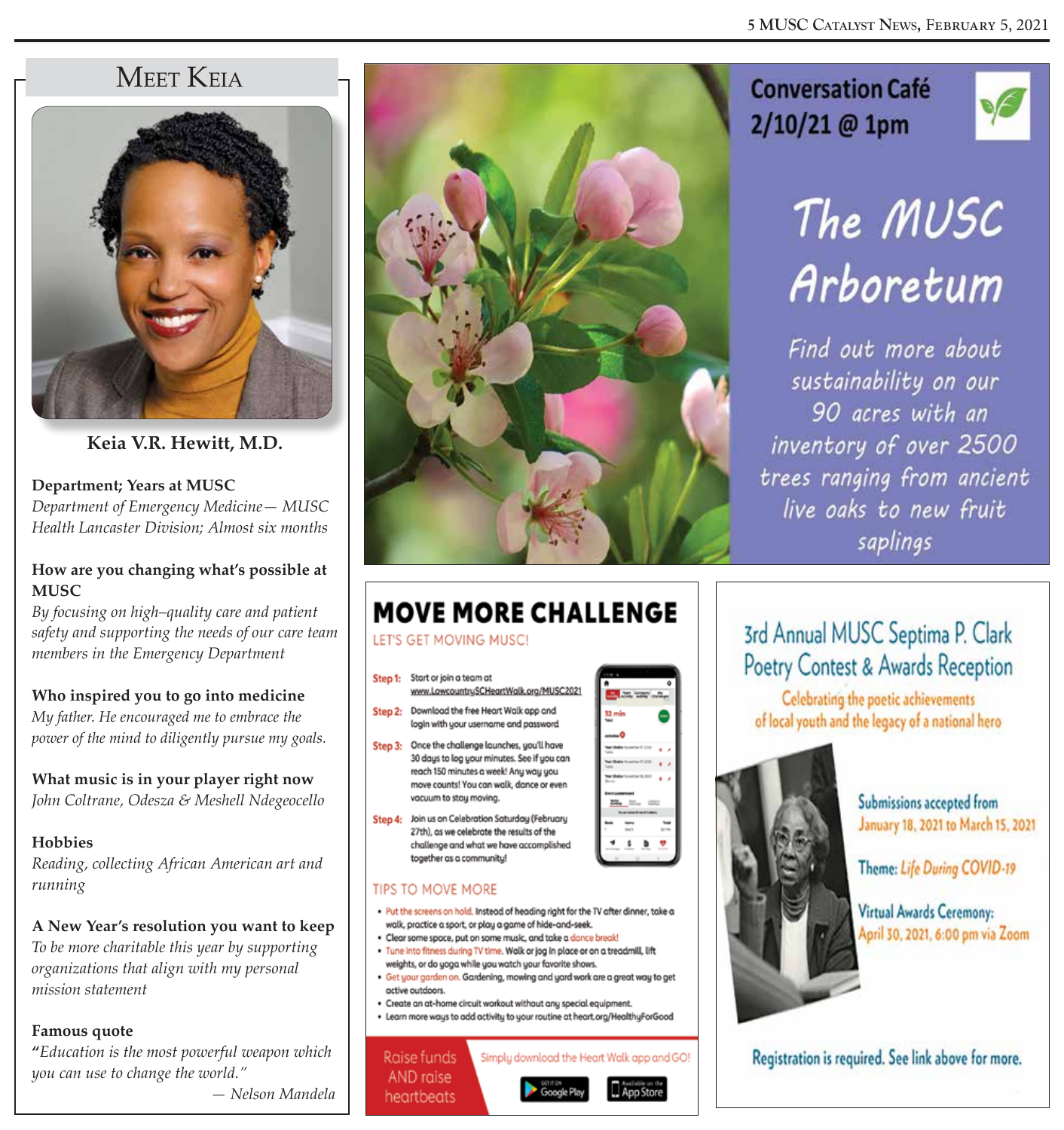## Meet Keia

**Keia V.R. Hewitt, M.D.**

**Department; Years at MUSC**
*Department of Emergency Medicine— MUSC Health Lancaster Division; Almost six months*

**How are you changing what's possible at MUSC**
*By focusing on high–quality care and patient safety and supporting the needs of our care team members in the Emergency Department*

**Who inspired you to go into medicine**
*My father. He encouraged me to embrace the power of the mind to diligently pursue my goals.*

**What music is in your player right now**
*John Coltrane, Odesza & Meshell Ndegeocello*

**Hobbies**
*Reading, collecting African American art and running*

**A New Year's resolution you want to keep**
*To be more charitable this year by supporting organizations that align with my personal mission statement*

**Famous quote**
*"Education is the most powerful weapon which you can use to change the world."*
*— Nelson Mandela*

## Conversation Café 2/10/21 @ 1pm

### The MUSC Arboretum

*Find out more about sustainability on our 90 acres with an inventory of over 2500 trees ranging from ancient live oaks to new fruit saplings*

## MOVE MORE CHALLENGE

LET'S GET MOVING MUSC!

**Step 1:** Start or join a team at www.LowcountrySCHeartWalk.org/MUSC2021

**Step 2:** Download the free Heart Walk app and login with your username and password

**Step 3:** Once the challenge launches, you'll have 30 days to log your minutes. See if you can reach 150 minutes a week! Any way you move counts! You can walk, dance or even vacuum to stay moving.

**Step 4:** Join us on Celebration Saturday (February 27th), as we celebrate the results of the challenge and what we have accomplished together as a community!

### TIPS TO MOVE MORE

- Put the screens on hold. Instead of heading right for the TV after dinner, take a walk, practice a sport, or play a game of hide-and-seek.
- Clear some space, put on some music, and take a dance break!
- Tune into fitness during TV time. Walk or jog in place or on a treadmill, lift weights, or do yoga while you watch your favorite shows.
- Get your garden on. Gardening, mowing and yard work are a great way to get active outdoors.
- Create an at-home circuit workout without any special equipment.
- Learn more ways to add activity to your routine at heart.org/HealthyForGood

Raise funds AND raise heartbeats

Simply download the Heart Walk app and GO!

## 3rd Annual MUSC Septima P. Clark Poetry Contest & Awards Reception

Celebrating the poetic achievements of local youth and the legacy of a national hero

Submissions accepted from January 18, 2021 to March 15, 2021

Theme: *Life During COVID-19*

Virtual Awards Ceremony: April 30, 2021, 6:00 pm via Zoom

Registration is required. See link above for more.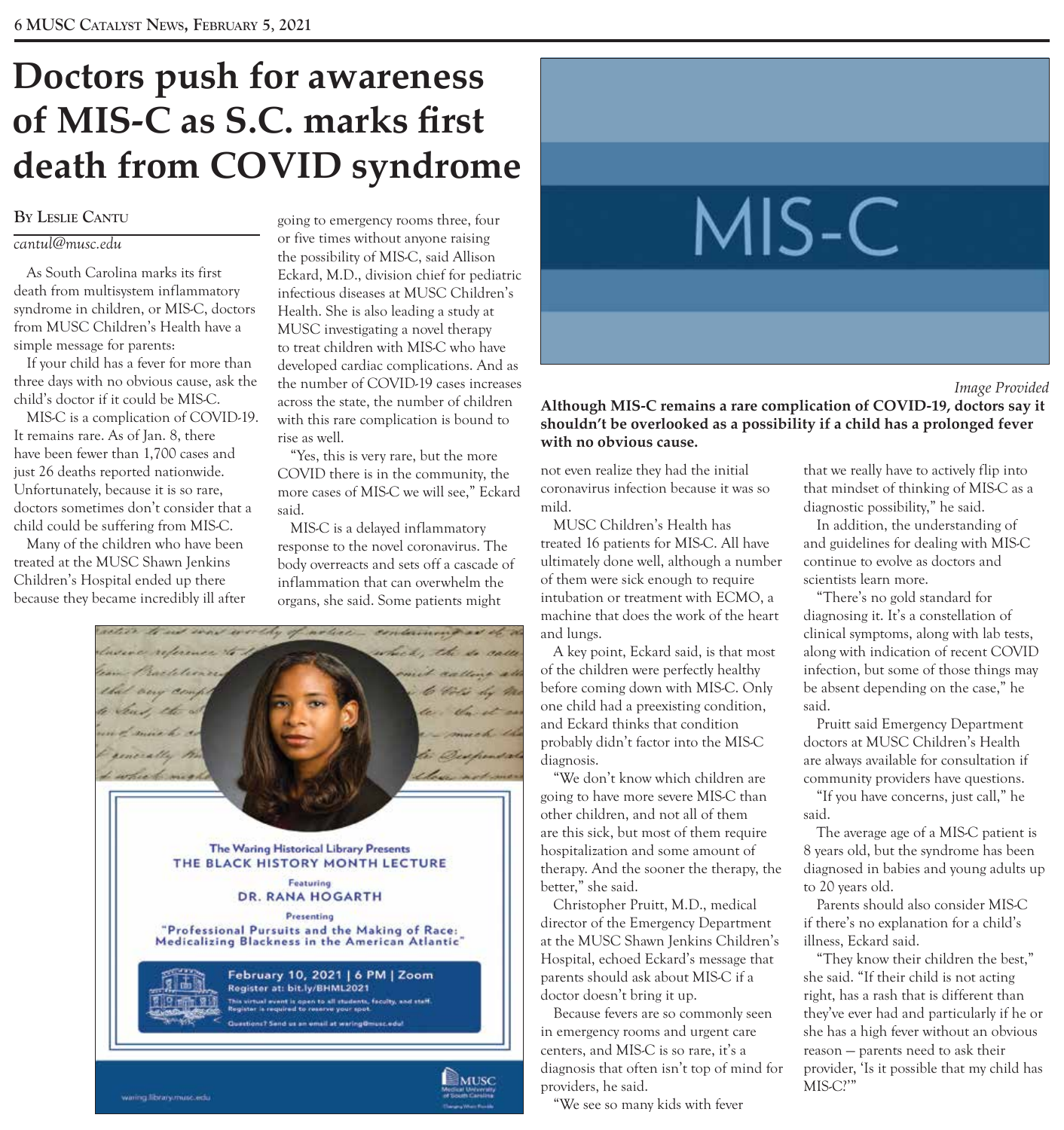# Doctors push for awareness of MIS-C as S.C. marks first death from COVID syndrome

By Leslie Cantu

*cantul@musc.edu*

As South Carolina marks its first death from multisystem inflammatory syndrome in children, or MIS-C, doctors from MUSC Children's Health have a simple message for parents:

If your child has a fever for more than three days with no obvious cause, ask the child's doctor if it could be MIS-C.

MIS-C is a complication of COVID-19. It remains rare. As of Jan. 8, there have been fewer than 1,700 cases and just 26 deaths reported nationwide. Unfortunately, because it is so rare, doctors sometimes don't consider that a child could be suffering from MIS-C.

Many of the children who have been treated at the MUSC Shawn Jenkins Children's Hospital ended up there because they became incredibly ill after going to emergency rooms three, four or five times without anyone raising the possibility of MIS-C, said Allison Eckard, M.D., division chief for pediatric infectious diseases at MUSC Children's Health. She is also leading a study at MUSC investigating a novel therapy to treat children with MIS-C who have developed cardiac complications. And as the number of COVID-19 cases increases across the state, the number of children with this rare complication is bound to rise as well.

"Yes, this is very rare, but the more COVID there is in the community, the more cases of MIS-C we will see," Eckard said.

MIS-C is a delayed inflammatory response to the novel coronavirus. The body overreacts and sets off a cascade of inflammation that can overwhelm the organs, she said. Some patients might not even realize they had the initial coronavirus infection because it was so mild.

MUSC Children's Health has treated 16 patients for MIS-C. All have ultimately done well, although a number of them were sick enough to require intubation or treatment with ECMO, a machine that does the work of the heart and lungs.

A key point, Eckard said, is that most of the children were perfectly healthy before coming down with MIS-C. Only one child had a preexisting condition, and Eckard thinks that condition probably didn't factor into the MIS-C diagnosis.

"We don't know which children are going to have more severe MIS-C than other children, and not all of them are this sick, but most of them require hospitalization and some amount of therapy. And the sooner the therapy, the better," she said.

Christopher Pruitt, M.D., medical director of the Emergency Department at the MUSC Shawn Jenkins Children's Hospital, echoed Eckard's message that parents should ask about MIS-C if a doctor doesn't bring it up.

Because fevers are so commonly seen in emergency rooms and urgent care centers, and MIS-C is so rare, it's a diagnosis that often isn't top of mind for providers, he said.

"We see so many kids with fever that we really have to actively flip into that mindset of thinking of MIS-C as a diagnostic possibility," he said.

In addition, the understanding of and guidelines for dealing with MIS-C continue to evolve as doctors and scientists learn more.

"There's no gold standard for diagnosing it. It's a constellation of clinical symptoms, along with lab tests, along with indication of recent COVID infection, but some of those things may be absent depending on the case," he said.

Pruitt said Emergency Department doctors at MUSC Children's Health are always available for consultation if community providers have questions.

"If you have concerns, just call," he said.

The average age of a MIS-C patient is 8 years old, but the syndrome has been diagnosed in babies and young adults up to 20 years old.

Parents should also consider MIS-C if there's no explanation for a child's illness, Eckard said.

"They know their children the best," she said. "If their child is not acting right, has a rash that is different than they've ever had and particularly if he or she has a high fever without an obvious reason — parents need to ask their provider, 'Is it possible that my child has MIS-C?'"

MIS-C

*Image Provided*

**Although MIS-C remains a rare complication of COVID-19, doctors say it shouldn't be overlooked as a possibility if a child has a prolonged fever with no obvious cause.**

---

The Waring Historical Library Presents
**THE BLACK HISTORY MONTH LECTURE**

Featuring
**DR. RANA HOGARTH**

Presenting
**"Professional Pursuits and the Making of Race: Medicalizing Blackness in the American Atlantic"**

**February 10, 2021 | 6 PM | Zoom**
Register at: bit.ly/BHML2021

This virtual event is open to all students, faculty, and staff. Register is required to reserve your spot.

Questions? Send us an email at waring@musc.edu!

waring.library.musc.edu

MUSC Medical University of South Carolina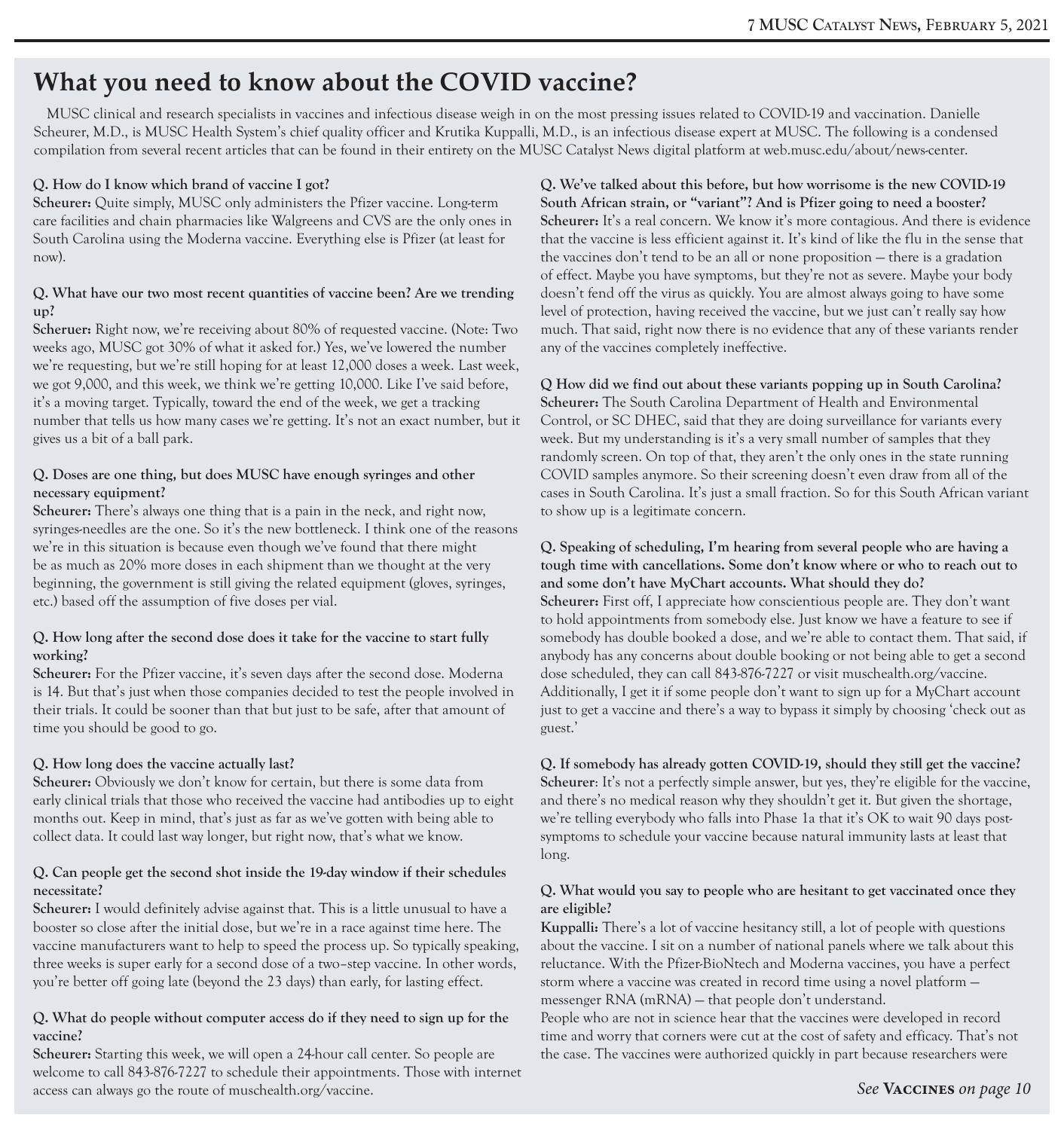# What you need to know about the COVID vaccine?

MUSC clinical and research specialists in vaccines and infectious disease weigh in on the most pressing issues related to COVID-19 and vaccination. Danielle Scheurer, M.D., is MUSC Health System's chief quality officer and Krutika Kuppalli, M.D., is an infectious disease expert at MUSC. The following is a condensed compilation from several recent articles that can be found in their entirety on the MUSC Catalyst News digital platform at web.musc.edu/about/news-center.

**Q. How do I know which brand of vaccine I got?**

**Scheurer:** Quite simply, MUSC only administers the Pfizer vaccine. Long-term care facilities and chain pharmacies like Walgreens and CVS are the only ones in South Carolina using the Moderna vaccine. Everything else is Pfizer (at least for now).

**Q. What have our two most recent quantities of vaccine been? Are we trending up?**

**Scheruer:** Right now, we're receiving about 80% of requested vaccine. (Note: Two weeks ago, MUSC got 30% of what it asked for.) Yes, we've lowered the number we're requesting, but we're still hoping for at least 12,000 doses a week. Last week, we got 9,000, and this week, we think we're getting 10,000. Like I've said before, it's a moving target. Typically, toward the end of the week, we get a tracking number that tells us how many cases we're getting. It's not an exact number, but it gives us a bit of a ball park.

**Q. Doses are one thing, but does MUSC have enough syringes and other necessary equipment?**

**Scheurer:** There's always one thing that is a pain in the neck, and right now, syringes-needles are the one. So it's the new bottleneck. I think one of the reasons we're in this situation is because even though we've found that there might be as much as 20% more doses in each shipment than we thought at the very beginning, the government is still giving the related equipment (gloves, syringes, etc.) based off the assumption of five doses per vial.

**Q. How long after the second dose does it take for the vaccine to start fully working?**

**Scheurer:** For the Pfizer vaccine, it's seven days after the second dose. Moderna is 14. But that's just when those companies decided to test the people involved in their trials. It could be sooner than that but just to be safe, after that amount of time you should be good to go.

**Q. How long does the vaccine actually last?**

**Scheurer:** Obviously we don't know for certain, but there is some data from early clinical trials that those who received the vaccine had antibodies up to eight months out. Keep in mind, that's just as far as we've gotten with being able to collect data. It could last way longer, but right now, that's what we know.

**Q. Can people get the second shot inside the 19-day window if their schedules necessitate?**

**Scheurer:** I would definitely advise against that. This is a little unusual to have a booster so close after the initial dose, but we're in a race against time here. The vaccine manufacturers want to help to speed the process up. So typically speaking, three weeks is super early for a second dose of a two–step vaccine. In other words, you're better off going late (beyond the 23 days) than early, for lasting effect.

**Q. What do people without computer access do if they need to sign up for the vaccine?**

**Scheurer:** Starting this week, we will open a 24-hour call center. So people are welcome to call 843-876-7227 to schedule their appointments. Those with internet access can always go the route of muschealth.org/vaccine.

**Q. We've talked about this before, but how worrisome is the new COVID-19 South African strain, or "variant"? And is Pfizer going to need a booster?**

**Scheurer:** It's a real concern. We know it's more contagious. And there is evidence that the vaccine is less efficient against it. It's kind of like the flu in the sense that the vaccines don't tend to be an all or none proposition — there is a gradation of effect. Maybe you have symptoms, but they're not as severe. Maybe your body doesn't fend off the virus as quickly. You are almost always going to have some level of protection, having received the vaccine, but we just can't really say how much. That said, right now there is no evidence that any of these variants render any of the vaccines completely ineffective.

**Q How did we find out about these variants popping up in South Carolina?**

**Scheurer:** The South Carolina Department of Health and Environmental Control, or SC DHEC, said that they are doing surveillance for variants every week. But my understanding is it's a very small number of samples that they randomly screen. On top of that, they aren't the only ones in the state running COVID samples anymore. So their screening doesn't even draw from all of the cases in South Carolina. It's just a small fraction. So for this South African variant to show up is a legitimate concern.

**Q. Speaking of scheduling, I'm hearing from several people who are having a tough time with cancellations. Some don't know where or who to reach out to and some don't have MyChart accounts. What should they do?**

**Scheurer:** First off, I appreciate how conscientious people are. They don't want to hold appointments from somebody else. Just know we have a feature to see if somebody has double booked a dose, and we're able to contact them. That said, if anybody has any concerns about double booking or not being able to get a second dose scheduled, they can call 843-876-7227 or visit muschealth.org/vaccine. Additionally, I get it if some people don't want to sign up for a MyChart account just to get a vaccine and there's a way to bypass it simply by choosing 'check out as guest.'

**Q. If somebody has already gotten COVID-19, should they still get the vaccine?**

**Scheurer**: It's not a perfectly simple answer, but yes, they're eligible for the vaccine, and there's no medical reason why they shouldn't get it. But given the shortage, we're telling everybody who falls into Phase 1a that it's OK to wait 90 days post-symptoms to schedule your vaccine because natural immunity lasts at least that long.

**Q. What would you say to people who are hesitant to get vaccinated once they are eligible?**

**Kuppalli:** There's a lot of vaccine hesitancy still, a lot of people with questions about the vaccine. I sit on a number of national panels where we talk about this reluctance. With the Pfizer-BioNtech and Moderna vaccines, you have a perfect storm where a vaccine was created in record time using a novel platform — messenger RNA (mRNA) — that people don't understand.

People who are not in science hear that the vaccines were developed in record time and worry that corners were cut at the cost of safety and efficacy. That's not the case. The vaccines were authorized quickly in part because researchers were

*See* **Vaccines** *on page 10*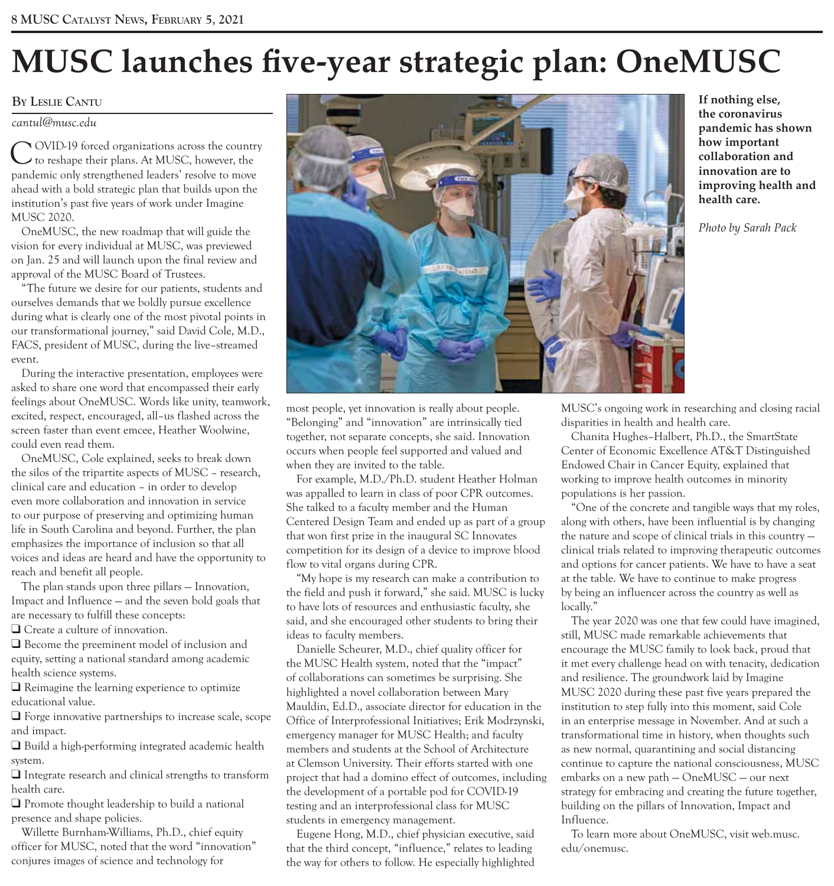# MUSC launches five-year strategic plan: OneMUSC

By Leslie Cantu

*cantul@musc.edu*

COVID-19 forced organizations across the country to reshape their plans. At MUSC, however, the pandemic only strengthened leaders' resolve to move ahead with a bold strategic plan that builds upon the institution's past five years of work under Imagine MUSC 2020.

OneMUSC, the new roadmap that will guide the vision for every individual at MUSC, was previewed on Jan. 25 and will launch upon the final review and approval of the MUSC Board of Trustees.

"The future we desire for our patients, students and ourselves demands that we boldly pursue excellence during what is clearly one of the most pivotal points in our transformational journey," said David Cole, M.D., FACS, president of MUSC, during the live–streamed event.

During the interactive presentation, employees were asked to share one word that encompassed their early feelings about OneMUSC. Words like unity, teamwork, excited, respect, encouraged, all–us flashed across the screen faster than event emcee, Heather Woolwine, could even read them.

OneMUSC, Cole explained, seeks to break down the silos of the tripartite aspects of MUSC – research, clinical care and education – in order to develop even more collaboration and innovation in service to our purpose of preserving and optimizing human life in South Carolina and beyond. Further, the plan emphasizes the importance of inclusion so that all voices and ideas are heard and have the opportunity to reach and benefit all people.

The plan stands upon three pillars — Innovation, Impact and Influence — and the seven bold goals that are necessary to fulfill these concepts:

- ❑ Create a culture of innovation.
- ❑ Become the preeminent model of inclusion and equity, setting a national standard among academic health science systems.
- ❑ Reimagine the learning experience to optimize educational value.
- ❑ Forge innovative partnerships to increase scale, scope and impact.
- ❑ Build a high-performing integrated academic health system.
- ❑ Integrate research and clinical strengths to transform health care.
- ❑ Promote thought leadership to build a national presence and shape policies.

Willette Burnham-Williams, Ph.D., chief equity officer for MUSC, noted that the word "innovation" conjures images of science and technology for most people, yet innovation is really about people. "Belonging" and "innovation" are intrinsically tied together, not separate concepts, she said. Innovation occurs when people feel supported and valued and when they are invited to the table.

For example, M.D./Ph.D. student Heather Holman was appalled to learn in class of poor CPR outcomes. She talked to a faculty member and the Human Centered Design Team and ended up as part of a group that won first prize in the inaugural SC Innovates competition for its design of a device to improve blood flow to vital organs during CPR.

"My hope is my research can make a contribution to the field and push it forward," she said. MUSC is lucky to have lots of resources and enthusiastic faculty, she said, and she encouraged other students to bring their ideas to faculty members.

Danielle Scheurer, M.D., chief quality officer for the MUSC Health system, noted that the "impact" of collaborations can sometimes be surprising. She highlighted a novel collaboration between Mary Mauldin, Ed.D., associate director for education in the Office of Interprofessional Initiatives; Erik Modrzynski, emergency manager for MUSC Health; and faculty members and students at the School of Architecture at Clemson University. Their efforts started with one project that had a domino effect of outcomes, including the development of a portable pod for COVID-19 testing and an interprofessional class for MUSC students in emergency management.

Eugene Hong, M.D., chief physician executive, said that the third concept, "influence," relates to leading the way for others to follow. He especially highlighted MUSC's ongoing work in researching and closing racial disparities in health and health care.

Chanita Hughes–Halbert, Ph.D., the SmartState Center of Economic Excellence AT&T Distinguished Endowed Chair in Cancer Equity, explained that working to improve health outcomes in minority populations is her passion.

"One of the concrete and tangible ways that my roles, along with others, have been influential is by changing the nature and scope of clinical trials in this country — clinical trials related to improving therapeutic outcomes and options for cancer patients. We have to have a seat at the table. We have to continue to make progress by being an influencer across the country as well as locally."

The year 2020 was one that few could have imagined, still, MUSC made remarkable achievements that encourage the MUSC family to look back, proud that it met every challenge head on with tenacity, dedication and resilience. The groundwork laid by Imagine MUSC 2020 during these past five years prepared the institution to step fully into this moment, said Cole in an enterprise message in November. And at such a transformational time in history, when thoughts such as new normal, quarantining and social distancing continue to capture the national consciousness, MUSC embarks on a new path — OneMUSC — our next strategy for embracing and creating the future together, building on the pillars of Innovation, Impact and Influence.

To learn more about OneMUSC, visit web.musc.edu/onemusc.

**If nothing else, the coronavirus pandemic has shown how important collaboration and innovation are to improving health and health care.**

*Photo by Sarah Pack*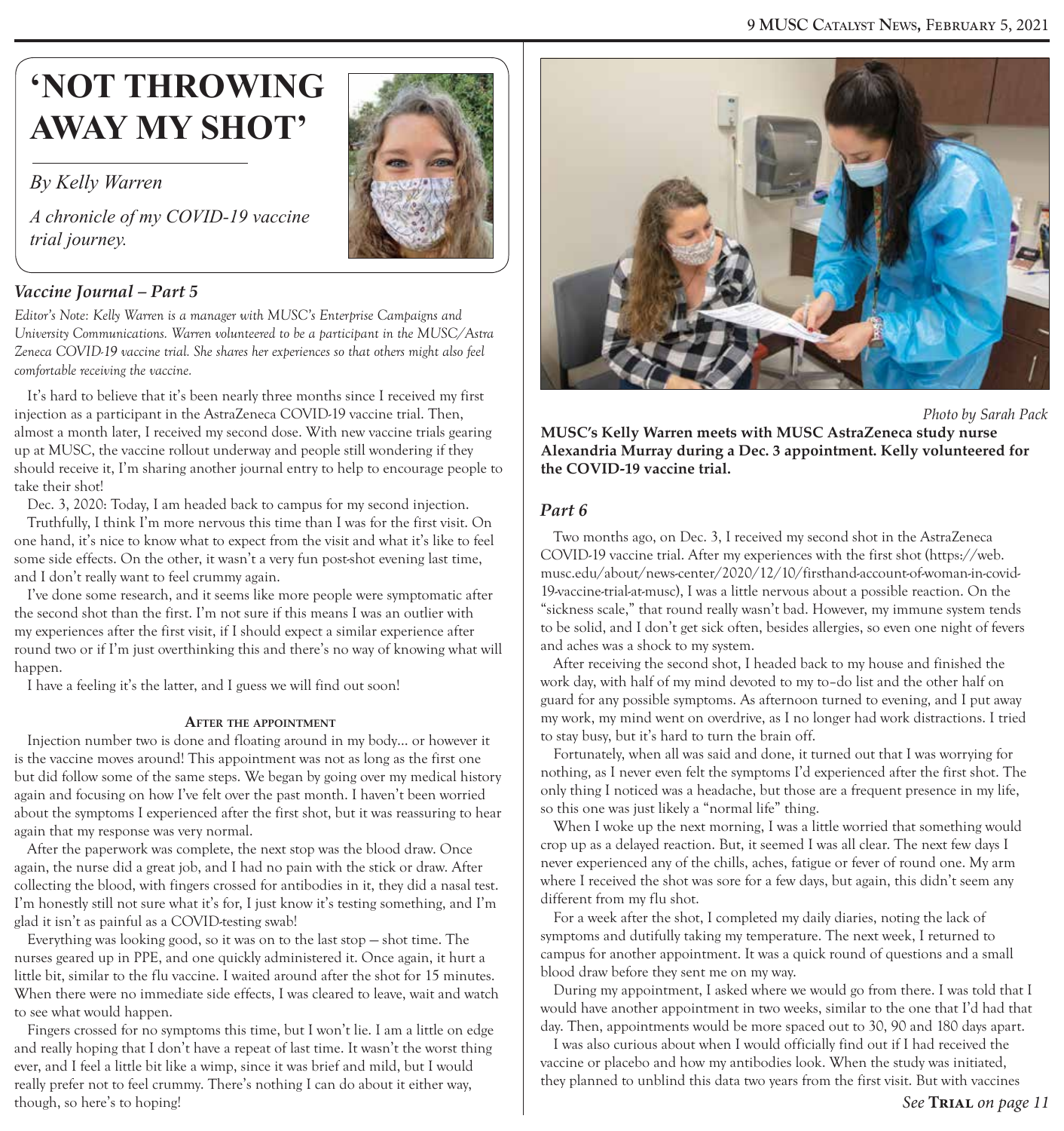# 'NOT THROWING AWAY MY SHOT'

*By Kelly Warren*

*A chronicle of my COVID-19 vaccine trial journey.*

### *Vaccine Journal – Part 5*

*Editor's Note: Kelly Warren is a manager with MUSC's Enterprise Campaigns and University Communications. Warren volunteered to be a participant in the MUSC/Astra Zeneca COVID-19 vaccine trial. She shares her experiences so that others might also feel comfortable receiving the vaccine.*

It's hard to believe that it's been nearly three months since I received my first injection as a participant in the AstraZeneca COVID-19 vaccine trial. Then, almost a month later, I received my second dose. With new vaccine trials gearing up at MUSC, the vaccine rollout underway and people still wondering if they should receive it, I'm sharing another journal entry to help to encourage people to take their shot!

Dec. 3, 2020: Today, I am headed back to campus for my second injection.

Truthfully, I think I'm more nervous this time than I was for the first visit. On one hand, it's nice to know what to expect from the visit and what it's like to feel some side effects. On the other, it wasn't a very fun post-shot evening last time, and I don't really want to feel crummy again.

I've done some research, and it seems like more people were symptomatic after the second shot than the first. I'm not sure if this means I was an outlier with my experiences after the first visit, if I should expect a similar experience after round two or if I'm just overthinking this and there's no way of knowing what will happen.

I have a feeling it's the latter, and I guess we will find out soon!

#### After the appointment

Injection number two is done and floating around in my body... or however it is the vaccine moves around! This appointment was not as long as the first one but did follow some of the same steps. We began by going over my medical history again and focusing on how I've felt over the past month. I haven't been worried about the symptoms I experienced after the first shot, but it was reassuring to hear again that my response was very normal.

After the paperwork was complete, the next stop was the blood draw. Once again, the nurse did a great job, and I had no pain with the stick or draw. After collecting the blood, with fingers crossed for antibodies in it, they did a nasal test. I'm honestly still not sure what it's for, I just know it's testing something, and I'm glad it isn't as painful as a COVID-testing swab!

Everything was looking good, so it was on to the last stop — shot time. The nurses geared up in PPE, and one quickly administered it. Once again, it hurt a little bit, similar to the flu vaccine. I waited around after the shot for 15 minutes. When there were no immediate side effects, I was cleared to leave, wait and watch to see what would happen.

Fingers crossed for no symptoms this time, but I won't lie. I am a little on edge and really hoping that I don't have a repeat of last time. It wasn't the worst thing ever, and I feel a little bit like a wimp, since it was brief and mild, but I would really prefer not to feel crummy. There's nothing I can do about it either way, though, so here's to hoping!

*Photo by Sarah Pack*

**MUSC's Kelly Warren meets with MUSC AstraZeneca study nurse Alexandria Murray during a Dec. 3 appointment. Kelly volunteered for the COVID-19 vaccine trial.**

### *Part 6*

Two months ago, on Dec. 3, I received my second shot in the AstraZeneca COVID-19 vaccine trial. After my experiences with the first shot (https://web.musc.edu/about/news-center/2020/12/10/firsthand-account-of-woman-in-covid-19-vaccine-trial-at-musc), I was a little nervous about a possible reaction. On the "sickness scale," that round really wasn't bad. However, my immune system tends to be solid, and I don't get sick often, besides allergies, so even one night of fevers and aches was a shock to my system.

After receiving the second shot, I headed back to my house and finished the work day, with half of my mind devoted to my to–do list and the other half on guard for any possible symptoms. As afternoon turned to evening, and I put away my work, my mind went on overdrive, as I no longer had work distractions. I tried to stay busy, but it's hard to turn the brain off.

Fortunately, when all was said and done, it turned out that I was worrying for nothing, as I never even felt the symptoms I'd experienced after the first shot. The only thing I noticed was a headache, but those are a frequent presence in my life, so this one was just likely a "normal life" thing.

When I woke up the next morning, I was a little worried that something would crop up as a delayed reaction. But, it seemed I was all clear. The next few days I never experienced any of the chills, aches, fatigue or fever of round one. My arm where I received the shot was sore for a few days, but again, this didn't seem any different from my flu shot.

For a week after the shot, I completed my daily diaries, noting the lack of symptoms and dutifully taking my temperature. The next week, I returned to campus for another appointment. It was a quick round of questions and a small blood draw before they sent me on my way.

During my appointment, I asked where we would go from there. I was told that I would have another appointment in two weeks, similar to the one that I'd had that day. Then, appointments would be more spaced out to 30, 90 and 180 days apart.

I was also curious about when I would officially find out if I had received the vaccine or placebo and how my antibodies look. When the study was initiated, they planned to unblind this data two years from the first visit. But with vaccines

*See* **Trial** *on page 11*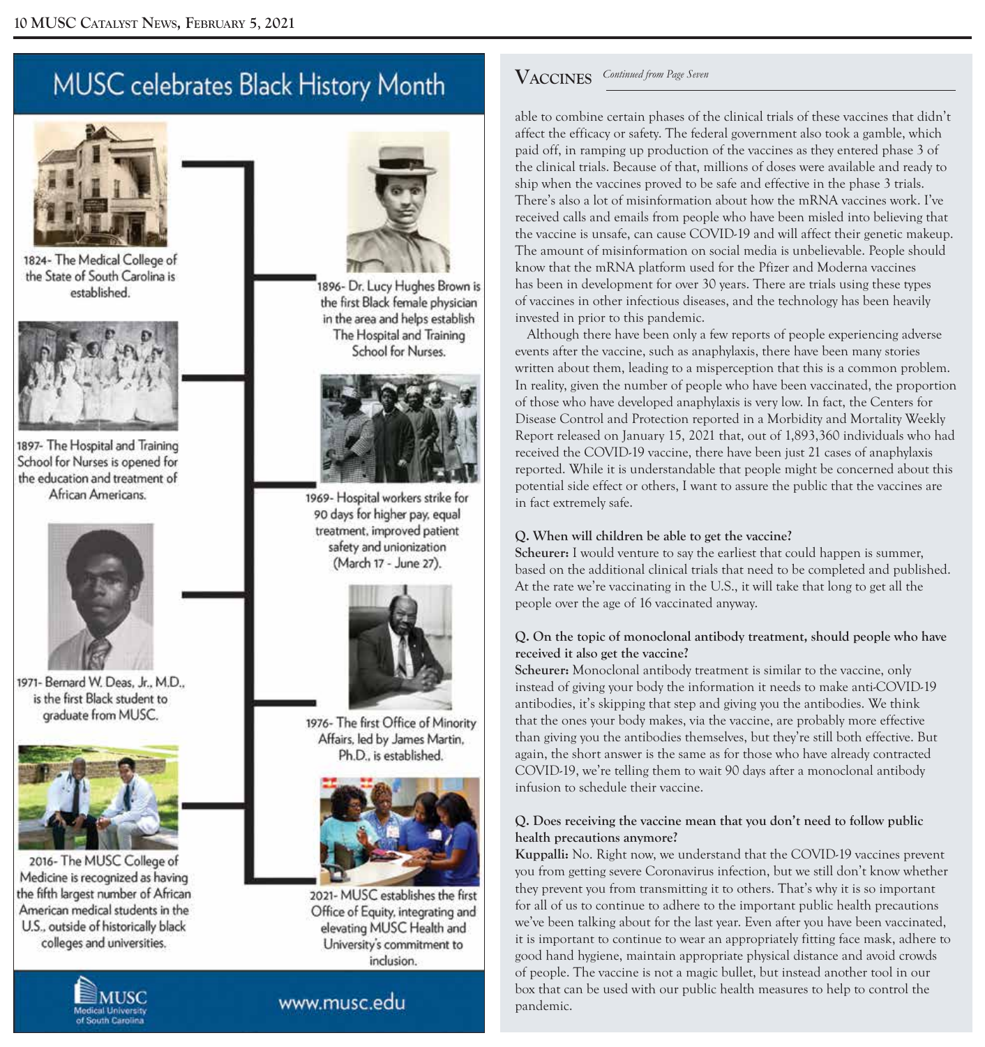# MUSC celebrates Black History Month

1824- The Medical College of the State of South Carolina is established.

1896- Dr. Lucy Hughes Brown is the first Black female physician in the area and helps establish The Hospital and Training School for Nurses.

1897- The Hospital and Training School for Nurses is opened for the education and treatment of African Americans.

1969- Hospital workers strike for 90 days for higher pay, equal treatment, improved patient safety and unionization (March 17 - June 27).

1971- Bernard W. Deas, Jr., M.D., is the first Black student to graduate from MUSC.

1976- The first Office of Minority Affairs, led by James Martin, Ph.D., is established.

2016- The MUSC College of Medicine is recognized as having the fifth largest number of African American medical students in the U.S., outside of historically black colleges and universities.

2021- MUSC establishes the first Office of Equity, integrating and elevating MUSC Health and University's commitment to inclusion.

MUSC Medical University of South Carolina

www.musc.edu

## Vaccines *Continued from Page Seven*

able to combine certain phases of the clinical trials of these vaccines that didn't affect the efficacy or safety. The federal government also took a gamble, which paid off, in ramping up production of the vaccines as they entered phase 3 of the clinical trials. Because of that, millions of doses were available and ready to ship when the vaccines proved to be safe and effective in the phase 3 trials. There's also a lot of misinformation about how the mRNA vaccines work. I've received calls and emails from people who have been misled into believing that the vaccine is unsafe, can cause COVID-19 and will affect their genetic makeup. The amount of misinformation on social media is unbelievable. People should know that the mRNA platform used for the Pfizer and Moderna vaccines has been in development for over 30 years. There are trials using these types of vaccines in other infectious diseases, and the technology has been heavily invested in prior to this pandemic.

Although there have been only a few reports of people experiencing adverse events after the vaccine, such as anaphylaxis, there have been many stories written about them, leading to a misperception that this is a common problem. In reality, given the number of people who have been vaccinated, the proportion of those who have developed anaphylaxis is very low. In fact, the Centers for Disease Control and Protection reported in a Morbidity and Mortality Weekly Report released on January 15, 2021 that, out of 1,893,360 individuals who had received the COVID-19 vaccine, there have been just 21 cases of anaphylaxis reported. While it is understandable that people might be concerned about this potential side effect or others, I want to assure the public that the vaccines are in fact extremely safe.

**Q. When will children be able to get the vaccine?**

**Scheurer:** I would venture to say the earliest that could happen is summer, based on the additional clinical trials that need to be completed and published. At the rate we're vaccinating in the U.S., it will take that long to get all the people over the age of 16 vaccinated anyway.

**Q. On the topic of monoclonal antibody treatment, should people who have received it also get the vaccine?**

**Scheurer:** Monoclonal antibody treatment is similar to the vaccine, only instead of giving your body the information it needs to make anti-COVID-19 antibodies, it's skipping that step and giving you the antibodies. We think that the ones your body makes, via the vaccine, are probably more effective than giving you the antibodies themselves, but they're still both effective. But again, the short answer is the same as for those who have already contracted COVID-19, we're telling them to wait 90 days after a monoclonal antibody infusion to schedule their vaccine.

**Q. Does receiving the vaccine mean that you don't need to follow public health precautions anymore?**

**Kuppalli:** No. Right now, we understand that the COVID-19 vaccines prevent you from getting severe Coronavirus infection, but we still don't know whether they prevent you from transmitting it to others. That's why it is so important for all of us to continue to adhere to the important public health precautions we've been talking about for the last year. Even after you have been vaccinated, it is important to continue to wear an appropriately fitting face mask, adhere to good hand hygiene, maintain appropriate physical distance and avoid crowds of people. The vaccine is not a magic bullet, but instead another tool in our box that can be used with our public health measures to help to control the pandemic.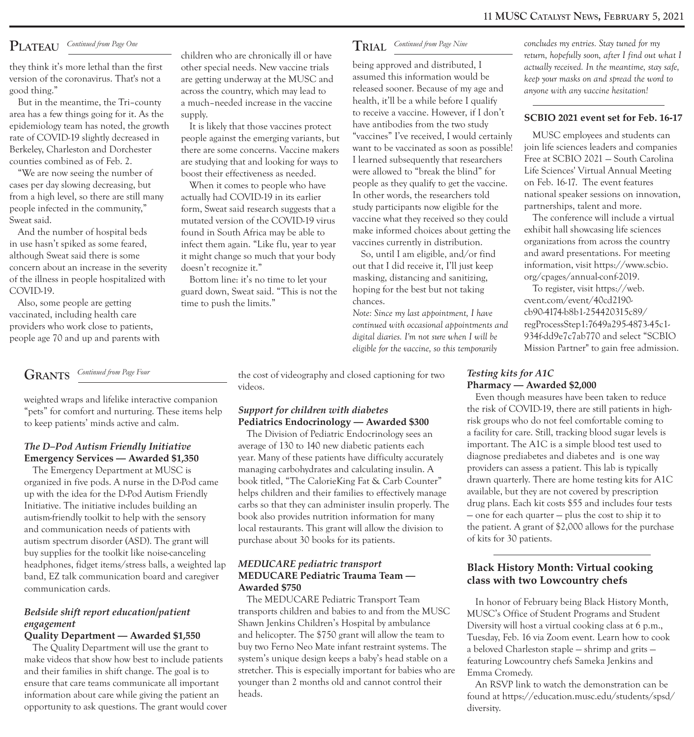## Plateau

*Continued from Page One*

they think it's more lethal than the first version of the coronavirus. That's not a good thing."

But in the meantime, the Tri–county area has a few things going for it. As the epidemiology team has noted, the growth rate of COVID-19 slightly decreased in Berkeley, Charleston and Dorchester counties combined as of Feb. 2.

"We are now seeing the number of cases per day slowing decreasing, but from a high level, so there are still many people infected in the community," Sweat said.

And the number of hospital beds in use hasn't spiked as some feared, although Sweat said there is some concern about an increase in the severity of the illness in people hospitalized with COVID-19.

Also, some people are getting vaccinated, including health care providers who work close to patients, people age 70 and up and parents with children who are chronically ill or have other special needs. New vaccine trials are getting underway at the MUSC and across the country, which may lead to a much–needed increase in the vaccine supply.

It is likely that those vaccines protect people against the emerging variants, but there are some concerns. Vaccine makers are studying that and looking for ways to boost their effectiveness as needed.

When it comes to people who have actually had COVID-19 in its earlier form, Sweat said research suggests that a mutated version of the COVID-19 virus found in South Africa may be able to infect them again. "Like flu, year to year it might change so much that your body doesn't recognize it."

Bottom line: it's no time to let your guard down, Sweat said. "This is not the time to push the limits."

## Trial

*Continued from Page Nine*

being approved and distributed, I assumed this information would be released sooner. Because of my age and health, it'll be a while before I qualify to receive a vaccine. However, if I don't have antibodies from the two study "vaccines" I've received, I would certainly want to be vaccinated as soon as possible! I learned subsequently that researchers were allowed to "break the blind" for people as they qualify to get the vaccine. In other words, the researchers told study participants now eligible for the vaccine what they received so they could make informed choices about getting the vaccines currently in distribution.

So, until I am eligible, and/or find out that I did receive it, I'll just keep masking, distancing and sanitizing, hoping for the best but not taking chances.

*Note: Since my last appointment, I have continued with occasional appointments and digital diaries. I'm not sure when I will be eligible for the vaccine, so this temporarily concludes my entries. Stay tuned for my return, hopefully soon, after I find out what I actually received. In the meantime, stay safe, keep your masks on and spread the word to anyone with any vaccine hesitation!*

## SCBIO 2021 event set for Feb. 16-17

MUSC employees and students can join life sciences leaders and companies Free at SCBIO 2021 — South Carolina Life Sciences' Virtual Annual Meeting on Feb. 16-17. The event features national speaker sessions on innovation, partnerships, talent and more.

The conference will include a virtual exhibit hall showcasing life sciences organizations from across the country and award presentations. For meeting information, visit https://www.scbio.org/cpages/annual-conf-2019.

To register, visit https://web.cvent.com/event/40cd2190-cb90-4174-b8b1-254420315c89/regProcessStep1:7649a295-4873-45c1-934f-dd9e7c7ab770 and select "SCBIO Mission Partner" to gain free admission.

## Grants

*Continued from Page Four*

weighted wraps and lifelike interactive companion "pets" for comfort and nurturing. These items help to keep patients' minds active and calm.

### *The D–Pod Autism Friendly Initiative*
**Emergency Services — Awarded $1,350**

The Emergency Department at MUSC is organized in five pods. A nurse in the D-Pod came up with the idea for the D-Pod Autism Friendly Initiative. The initiative includes building an autism-friendly toolkit to help with the sensory and communication needs of patients with autism spectrum disorder (ASD). The grant will buy supplies for the toolkit like noise-canceling headphones, fidget items/stress balls, a weighted lap band, EZ talk communication board and caregiver communication cards.

### *Bedside shift report education/patient engagement*
**Quality Department — Awarded $1,550**

The Quality Department will use the grant to make videos that show how best to include patients and their families in shift change. The goal is to ensure that care teams communicate all important information about care while giving the patient an opportunity to ask questions. The grant would cover the cost of videography and closed captioning for two videos.

### *Support for children with diabetes*
**Pediatrics Endocrinology — Awarded $300**

The Division of Pediatric Endocrinology sees an average of 130 to 140 new diabetic patients each year. Many of these patients have difficulty accurately managing carbohydrates and calculating insulin. A book titled, "The CalorieKing Fat & Carb Counter" helps children and their families to effectively manage carbs so that they can administer insulin properly. The book also provides nutrition information for many local restaurants. This grant will allow the division to purchase about 30 books for its patients.

### *MEDUCARE pediatric transport*
**MEDUCARE Pediatric Trauma Team — Awarded $750**

The MEDUCARE Pediatric Transport Team transports children and babies to and from the MUSC Shawn Jenkins Children's Hospital by ambulance and helicopter. The $750 grant will allow the team to buy two Ferno Neo Mate infant restraint systems. The system's unique design keeps a baby's head stable on a stretcher. This is especially important for babies who are younger than 2 months old and cannot control their heads.

### *Testing kits for A1C*
**Pharmacy — Awarded $2,000**

Even though measures have been taken to reduce the risk of COVID-19, there are still patients in high-risk groups who do not feel comfortable coming to a facility for care. Still, tracking blood sugar levels is important. The A1C is a simple blood test used to diagnose prediabetes and diabetes and is one way providers can assess a patient. This lab is typically drawn quarterly. There are home testing kits for A1C available, but they are not covered by prescription drug plans. Each kit costs $55 and includes four tests — one for each quarter — plus the cost to ship it to the patient. A grant of $2,000 allows for the purchase of kits for 30 patients.

## Black History Month: Virtual cooking class with two Lowcountry chefs

In honor of February being Black History Month, MUSC's Office of Student Programs and Student Diversity will host a virtual cooking class at 6 p.m., Tuesday, Feb. 16 via Zoom event. Learn how to cook a beloved Charleston staple — shrimp and grits — featuring Lowcountry chefs Sameka Jenkins and Emma Cromedy.

An RSVP link to watch the demonstration can be found at https://education.musc.edu/students/spsd/diversity.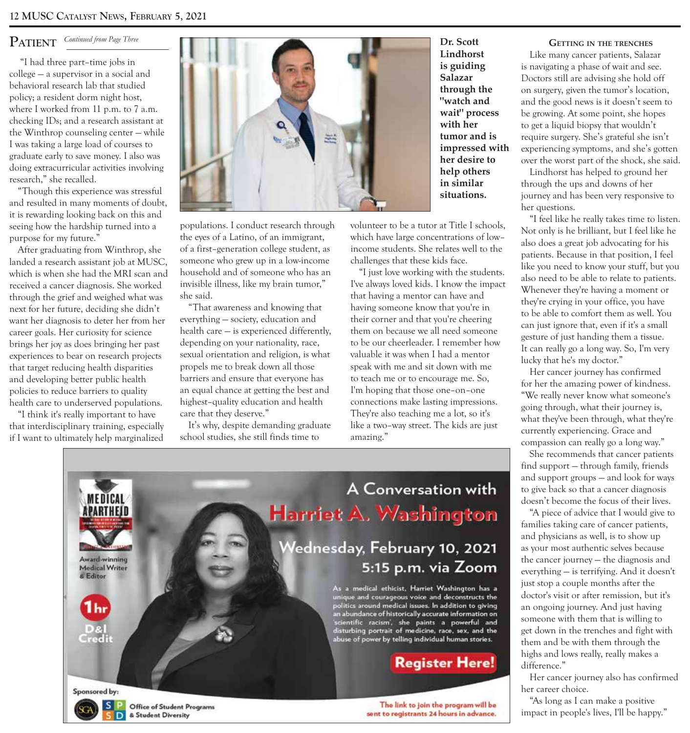## Patient

*Continued from Page Three*

"I had three part-time jobs in college — a supervisor in a social and behavioral research lab that studied policy; a resident dorm night host, where I worked from 11 p.m. to 7 a.m. checking IDs; and a research assistant at the Winthrop counseling center — while I was taking a large load of courses to graduate early to save money. I also was doing extracurricular activities involving research," she recalled.

"Though this experience was stressful and resulted in many moments of doubt, it is rewarding looking back on this and seeing how the hardship turned into a purpose for my future."

After graduating from Winthrop, she landed a research assistant job at MUSC, which is when she had the MRI scan and received a cancer diagnosis. She worked through the grief and weighed what was next for her future, deciding she didn't want her diagnosis to deter her from her career goals. Her curiosity for science brings her joy as does bringing her past experiences to bear on research projects that target reducing health disparities and developing better public health policies to reduce barriers to quality health care to underserved populations.

"I think it's really important to have that interdisciplinary training, especially if I want to ultimately help marginalized populations. I conduct research through the eyes of a Latino, of an immigrant, of a first-generation college student, as someone who grew up in a low-income household and of someone who has an invisible illness, like my brain tumor," she said.

"That awareness and knowing that everything — society, education and health care — is experienced differently, depending on your nationality, race, sexual orientation and religion, is what propels me to break down all those barriers and ensure that everyone has an equal chance at getting the best and highest-quality education and health care that they deserve."

It's why, despite demanding graduate school studies, she still finds time to volunteer to be a tutor at Title I schools, which have large concentrations of low-income students. She relates well to the challenges that these kids face.

"I just love working with the students. I've always loved kids. I know the impact that having a mentor can have and having someone know that you're in their corner and that you're cheering them on because we all need someone to be our cheerleader. I remember how valuable it was when I had a mentor speak with me and sit down with me to teach me or to encourage me. So, I'm hoping that those one-on-one connections make lasting impressions. They're also teaching me a lot, so it's like a two-way street. The kids are just amazing."

**Dr. Scott Lindhorst is guiding Salazar through the "watch and wait" process with her tumor and is impressed with her desire to help others in similar situations.**

### Getting in the trenches

Like many cancer patients, Salazar is navigating a phase of wait and see. Doctors still are advising she hold off on surgery, given the tumor's location, and the good news is it doesn't seem to be growing. At some point, she hopes to get a liquid biopsy that wouldn't require surgery. She's grateful she isn't experiencing symptoms, and she's gotten over the worst part of the shock, she said.

Lindhorst has helped to ground her through the ups and downs of her journey and has been very responsive to her questions.

"I feel like he really takes time to listen. Not only is he brilliant, but I feel like he also does a great job advocating for his patients. Because in that position, I feel like you need to know your stuff, but you also need to be able to relate to patients. Whenever they're having a moment or they're crying in your office, you have to be able to comfort them as well. You can just ignore that, even if it's a small gesture of just handing them a tissue. It can really go a long way. So, I'm very lucky that he's my doctor."

Her cancer journey has confirmed for her the amazing power of kindness. "We really never know what someone's going through, what their journey is, what they've been through, what they're currently experiencing. Grace and compassion can really go a long way."

She recommends that cancer patients find support — through family, friends and support groups — and look for ways to give back so that a cancer diagnosis doesn't become the focus of their lives.

"A piece of advice that I would give to families taking care of cancer patients, and physicians as well, is to show up as your most authentic selves because the cancer journey — the diagnosis and everything — is terrifying. And it doesn't just stop a couple months after the doctor's visit or after remission, but it's an ongoing journey. And just having someone with them that is willing to get down in the trenches and fight with them and be with them through the highs and lows really, really makes a difference."

Her cancer journey also has confirmed her career choice.

"As long as I can make a positive impact in people's lives, I'll be happy."

---

**A Conversation with Harriet A. Washington**

**Wednesday, February 10, 2021**
**5:15 p.m. via Zoom**

As a medical ethicist, Harriet Washington has a unique and courageous voice and deconstructs the politics around medical issues. In addition to giving an abundance of historically accurate information on 'scientific racism', she paints a powerful and disturbing portrait of medicine, race, sex, and the abuse of power by telling individual human stories.

Medical Apartheid

Award-winning Medical Writer & Editor

1hr D&I Credit

**Register Here!**

The link to join the program will be sent to registrants 24 hours in advance.

Sponsored by: SGA, Office of Student Programs & Student Diversity